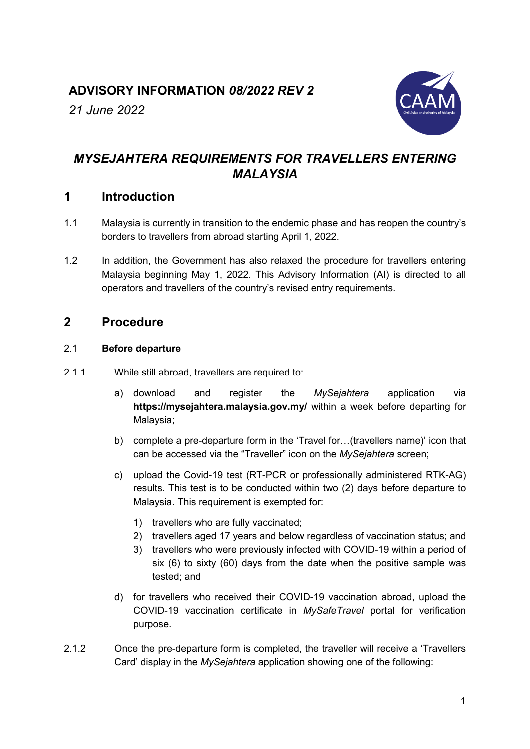**ADVISORY INFORMATION *08/2022 REV 2***

*21 June 2022*

# *MYSEJAHTERA REQUIREMENTS FOR TRAVELLERS ENTERING MALAYSIA*

## 1 Introduction

1.1 Malaysia is currently in transition to the endemic phase and has reopen the country's borders to travellers from abroad starting April 1, 2022.

1.2 In addition, the Government has also relaxed the procedure for travellers entering Malaysia beginning May 1, 2022. This Advisory Information (AI) is directed to all operators and travellers of the country's revised entry requirements.

## 2 Procedure

### 2.1 Before departure

2.1.1 While still abroad, travellers are required to:

a) download and register the *MySejahtera* application via **https://mysejahtera.malaysia.gov.my/** within a week before departing for Malaysia;

b) complete a pre-departure form in the 'Travel for…(travellers name)' icon that can be accessed via the "Traveller" icon on the *MySejahtera* screen;

c) upload the Covid-19 test (RT-PCR or professionally administered RTK-AG) results. This test is to be conducted within two (2) days before departure to Malaysia. This requirement is exempted for:

1) travellers who are fully vaccinated;
2) travellers aged 17 years and below regardless of vaccination status; and
3) travellers who were previously infected with COVID-19 within a period of six (6) to sixty (60) days from the date when the positive sample was tested; and

d) for travellers who received their COVID-19 vaccination abroad, upload the COVID-19 vaccination certificate in *MySafeTravel* portal for verification purpose.

2.1.2 Once the pre-departure form is completed, the traveller will receive a 'Travellers Card' display in the *MySejahtera* application showing one of the following: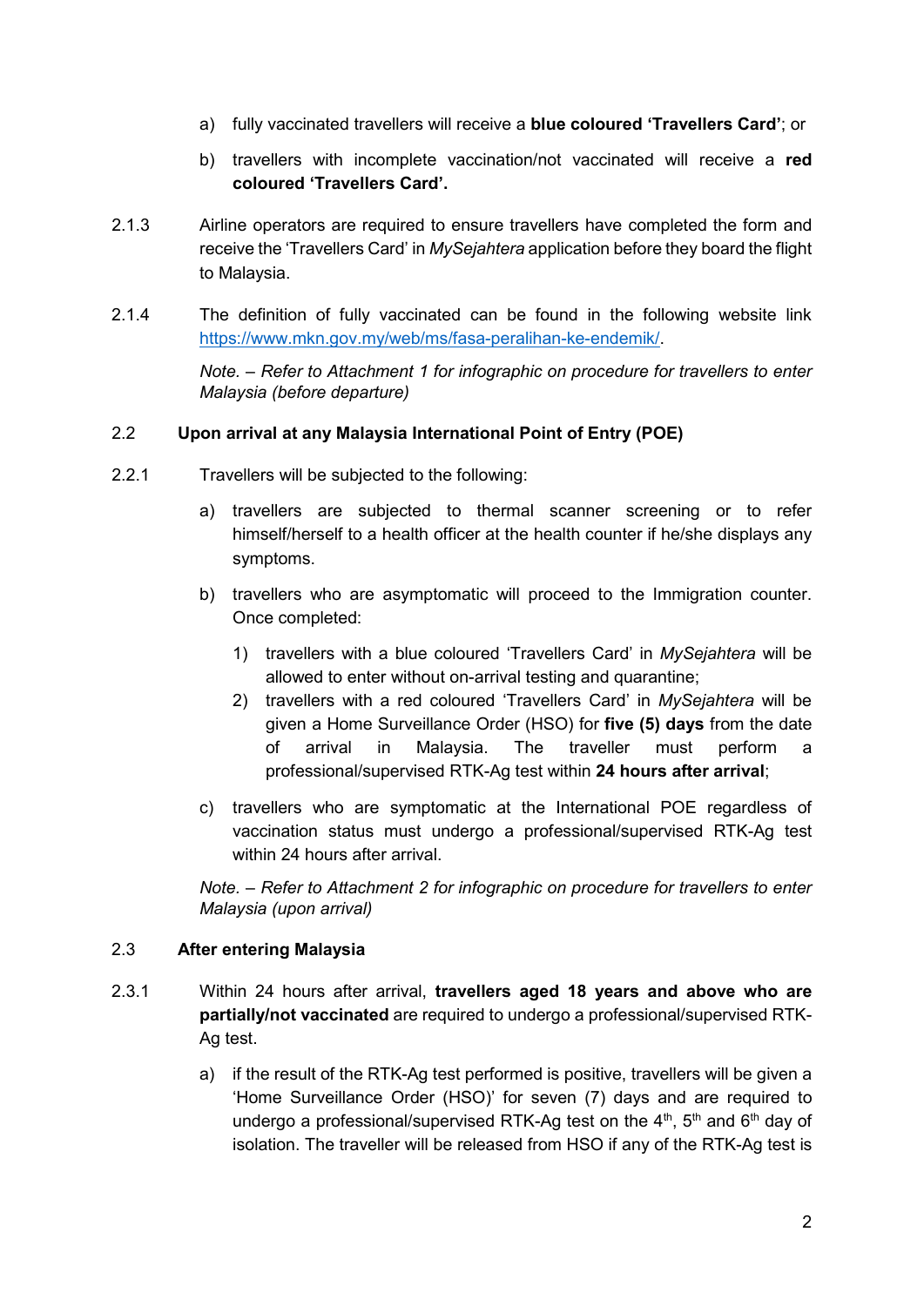a) fully vaccinated travellers will receive a **blue coloured 'Travellers Card'**; or

b) travellers with incomplete vaccination/not vaccinated will receive a **red coloured 'Travellers Card'.**

2.1.3 Airline operators are required to ensure travellers have completed the form and receive the 'Travellers Card' in *MySejahtera* application before they board the flight to Malaysia.

2.1.4 The definition of fully vaccinated can be found in the following website link https://www.mkn.gov.my/web/ms/fasa-peralihan-ke-endemik/.

*Note. – Refer to Attachment 1 for infographic on procedure for travellers to enter Malaysia (before departure)*

### 2.2 Upon arrival at any Malaysia International Point of Entry (POE)

2.2.1 Travellers will be subjected to the following:

a) travellers are subjected to thermal scanner screening or to refer himself/herself to a health officer at the health counter if he/she displays any symptoms.

b) travellers who are asymptomatic will proceed to the Immigration counter. Once completed:

1) travellers with a blue coloured 'Travellers Card' in *MySejahtera* will be allowed to enter without on-arrival testing and quarantine;
2) travellers with a red coloured 'Travellers Card' in *MySejahtera* will be given a Home Surveillance Order (HSO) for **five (5) days** from the date of arrival in Malaysia. The traveller must perform a professional/supervised RTK-Ag test within **24 hours after arrival**;

c) travellers who are symptomatic at the International POE regardless of vaccination status must undergo a professional/supervised RTK-Ag test within 24 hours after arrival.

*Note. – Refer to Attachment 2 for infographic on procedure for travellers to enter Malaysia (upon arrival)*

### 2.3 After entering Malaysia

2.3.1 Within 24 hours after arrival, **travellers aged 18 years and above who are partially/not vaccinated** are required to undergo a professional/supervised RTK-Ag test.

a) if the result of the RTK-Ag test performed is positive, travellers will be given a 'Home Surveillance Order (HSO)' for seven (7) days and are required to undergo a professional/supervised RTK-Ag test on the 4th, 5th and 6th day of isolation. The traveller will be released from HSO if any of the RTK-Ag test is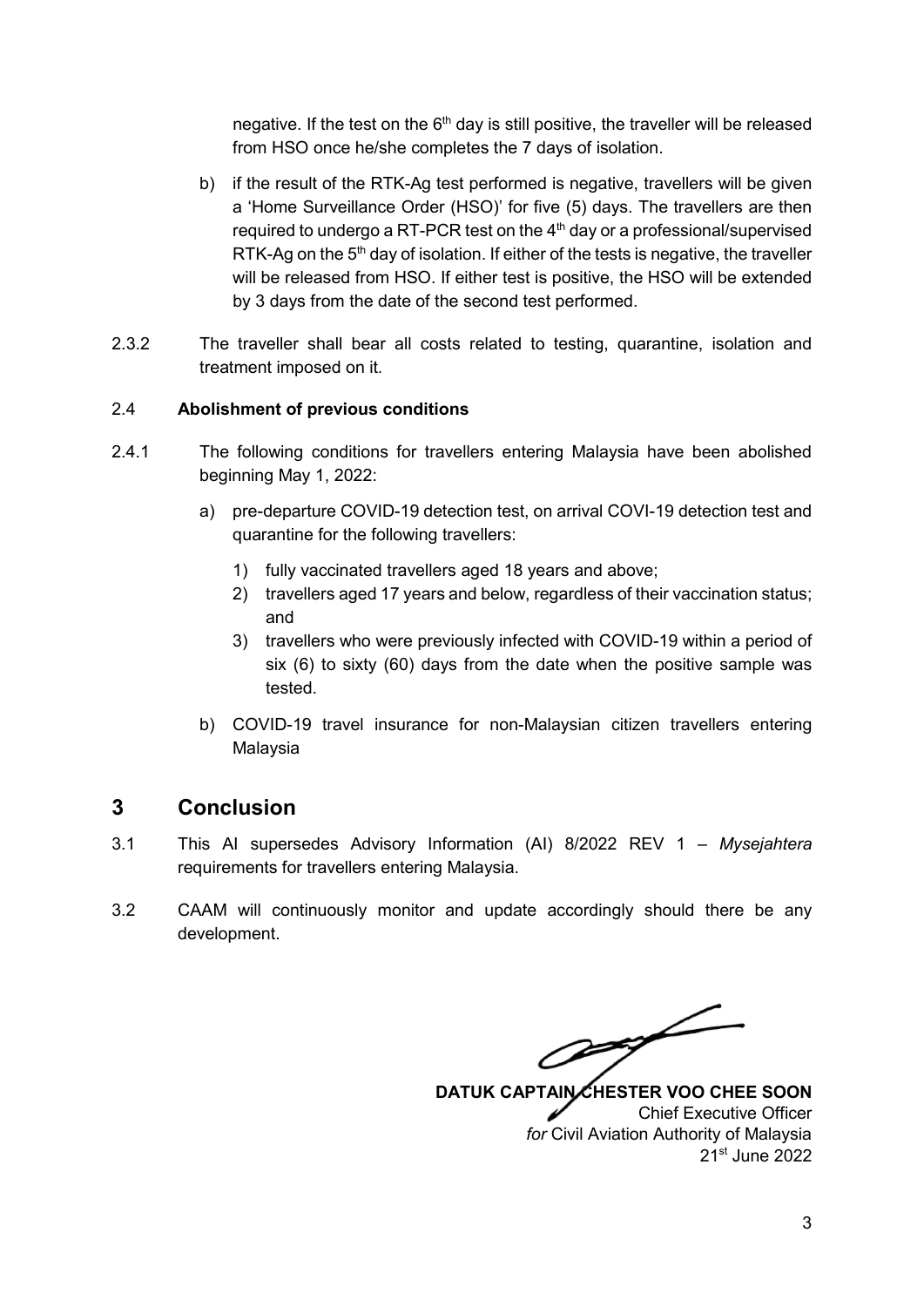negative. If the test on the 6th day is still positive, the traveller will be released from HSO once he/she completes the 7 days of isolation.

b) if the result of the RTK-Ag test performed is negative, travellers will be given a 'Home Surveillance Order (HSO)' for five (5) days. The travellers are then required to undergo a RT-PCR test on the 4th day or a professional/supervised RTK-Ag on the 5th day of isolation. If either of the tests is negative, the traveller will be released from HSO. If either test is positive, the HSO will be extended by 3 days from the date of the second test performed.

2.3.2 The traveller shall bear all costs related to testing, quarantine, isolation and treatment imposed on it.

2.4 **Abolishment of previous conditions**

2.4.1 The following conditions for travellers entering Malaysia have been abolished beginning May 1, 2022:

a) pre-departure COVID-19 detection test, on arrival COVI-19 detection test and quarantine for the following travellers:

1) fully vaccinated travellers aged 18 years and above;
2) travellers aged 17 years and below, regardless of their vaccination status; and
3) travellers who were previously infected with COVID-19 within a period of six (6) to sixty (60) days from the date when the positive sample was tested.

b) COVID-19 travel insurance for non-Malaysian citizen travellers entering Malaysia

## 3 Conclusion

3.1 This AI supersedes Advisory Information (AI) 8/2022 REV 1 – *Mysejahtera* requirements for travellers entering Malaysia.

3.2 CAAM will continuously monitor and update accordingly should there be any development.

**DATUK CAPTAIN CHESTER VOO CHEE SOON**
Chief Executive Officer
*for* Civil Aviation Authority of Malaysia
21st June 2022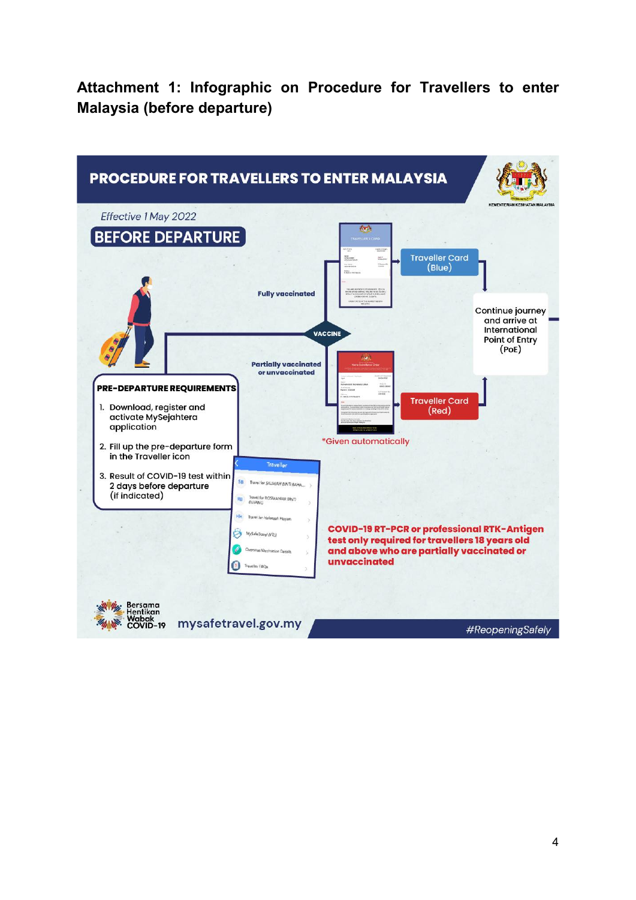**Attachment 1: Infographic on Procedure for Travellers to enter Malaysia (before departure)**

# PROCEDURE FOR TRAVELLERS TO ENTER MALAYSIA

KEMENTERIAN KESIHATAN MALAYSIA

*Effective 1 May 2022*

## BEFORE DEPARTURE

**PRE-DEPARTURE REQUIREMENTS**

1. Download, register and activate MySejahtera application
2. Fill up the pre-departure form in the Traveller icon
3. Result of COVID-19 test within 2 days before departure (if indicated)

**VACCINE**

**Fully vaccinated** → Traveller Card (Blue)

**Partially vaccinated or unvaccinated** → Traveller Card (Red)

*Given automatically

Continue journey and arrive at International Point of Entry (PoE)

**COVID-19 RT-PCR or professional RTK-Antigen test only required for travellers 18 years old and above who are partially vaccinated or unvaccinated**

Bersama Hentikan Wabak COVID-19

mysafetravel.gov.my

*#ReopeningSafely*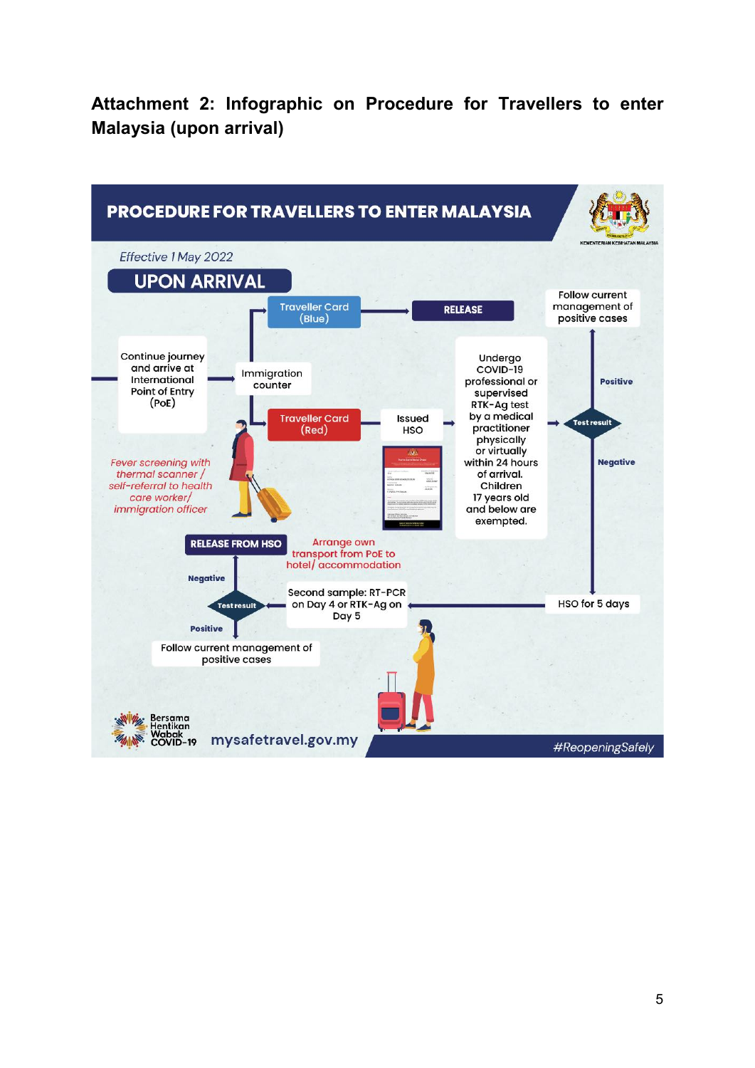**Attachment 2: Infographic on Procedure for Travellers to enter Malaysia (upon arrival)**

PROCEDURE FOR TRAVELLERS TO ENTER MALAYSIA

KEMENTERIAN KESIHATAN MALAYSIA

*Effective 1 May 2022*

UPON ARRIVAL

Continue journey and arrive at International Point of Entry (PoE)

Immigration counter

Traveller Card (Blue)

RELEASE

Traveller Card (Red)

Issued HSO

*Fever screening with thermal scanner / self-referral to health care worker/ immigration officer*

Undergo COVID-19 professional or supervised RTK-Ag test by a medical practitioner physically or virtually within 24 hours of arrival. Children 17 years old and below are exempted.

Test result

Positive

Follow current management of positive cases

Negative

HSO for 5 days

Second sample: RT-PCR on Day 4 or RTK-Ag on Day 5

Test result

Negative

RELEASE FROM HSO

Positive

Follow current management of positive cases

Arrange own transport from PoE to hotel/ accommodation

Bersama Hentikan Wabak COVID-19

mysafetravel.gov.my

#ReopeningSafely